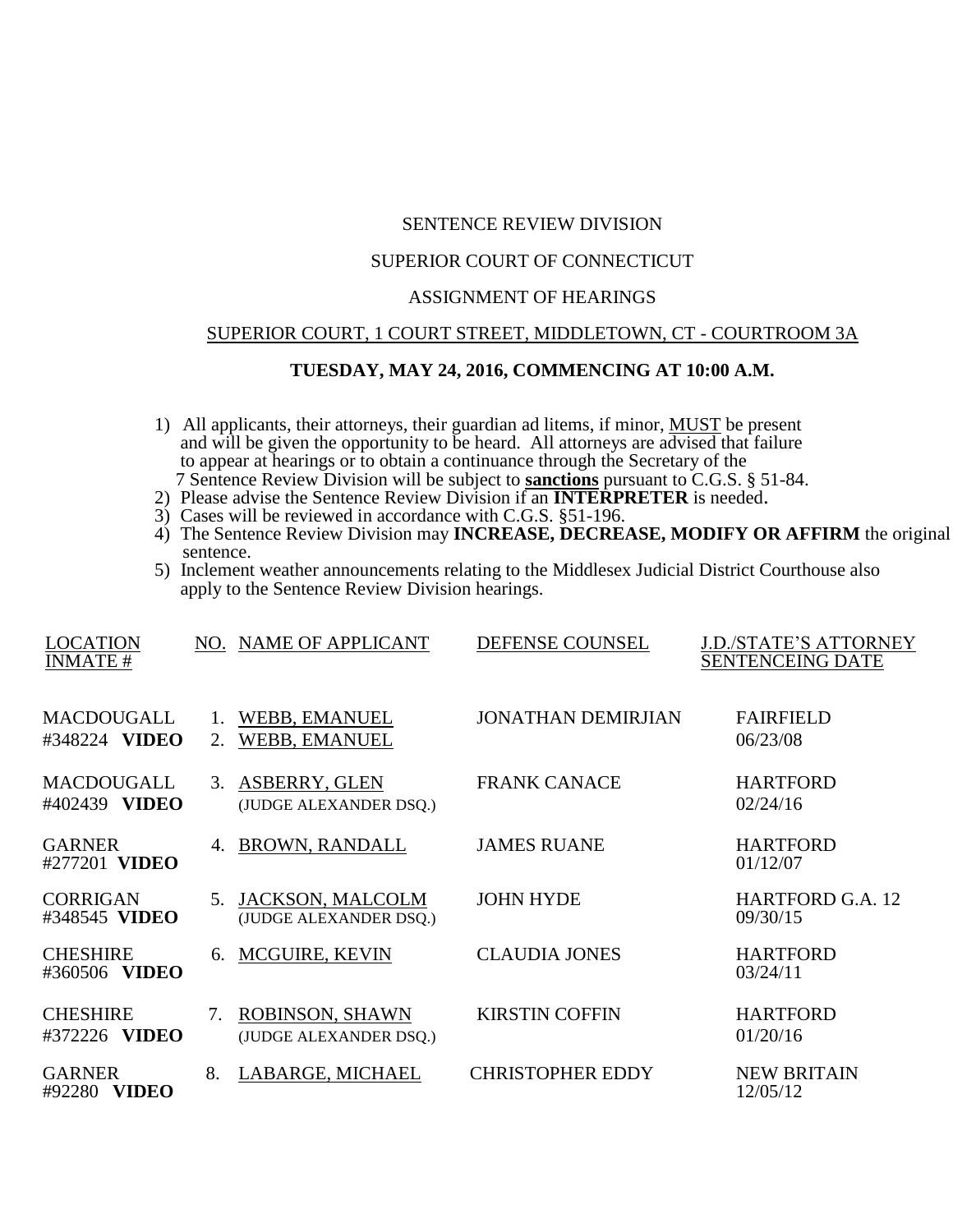SENTENCE REVIEW DIVISION

SUPERIOR COURT OF CONNECTICUT

ASSIGNMENT OF HEARINGS

SUPERIOR COURT, 1 COURT STREET, MIDDLETOWN, CT - COURTROOM 3A

**TUESDAY, MAY 24, 2016, COMMENCING AT 10:00 A.M.**

1) All applicants, their attorneys, their guardian ad litems, if minor, MUST be present and will be given the opportunity to be heard. All attorneys are advised that failure to appear at hearings or to obtain a continuance through the Secretary of the 7 Sentence Review Division will be subject to **sanctions** pursuant to C.G.S. § 51-84.
2) Please advise the Sentence Review Division if an **INTERPRETER** is needed.
3) Cases will be reviewed in accordance with C.G.S. §51-196.
4) The Sentence Review Division may **INCREASE, DECREASE, MODIFY OR AFFIRM** the original sentence.
5) Inclement weather announcements relating to the Middlesex Judicial District Courthouse also apply to the Sentence Review Division hearings.

| LOCATION INMATE # | NO. | NAME OF APPLICANT | DEFENSE COUNSEL | J.D./STATE'S ATTORNEY SENTENCEING DATE |
|---|---|---|---|---|
| MACDOUGALL #348224 **VIDEO** | 1. 2. | WEBB, EMANUEL WEBB, EMANUEL | JONATHAN DEMIRJIAN | FAIRFIELD 06/23/08 |
| MACDOUGALL #402439 **VIDEO** | 3. | ASBERRY, GLEN (JUDGE ALEXANDER DSQ.) | FRANK CANACE | HARTFORD 02/24/16 |
| GARNER #277201 **VIDEO** | 4. | BROWN, RANDALL | JAMES RUANE | HARTFORD 01/12/07 |
| CORRIGAN #348545 **VIDEO** | 5. | JACKSON, MALCOLM (JUDGE ALEXANDER DSQ.) | JOHN HYDE | HARTFORD G.A. 12 09/30/15 |
| CHESHIRE #360506 **VIDEO** | 6. | MCGUIRE, KEVIN | CLAUDIA JONES | HARTFORD 03/24/11 |
| CHESHIRE #372226 **VIDEO** | 7. | ROBINSON, SHAWN (JUDGE ALEXANDER DSQ.) | KIRSTIN COFFIN | HARTFORD 01/20/16 |
| GARNER #92280 **VIDEO** | 8. | LABARGE, MICHAEL | CHRISTOPHER EDDY | NEW BRITAIN 12/05/12 |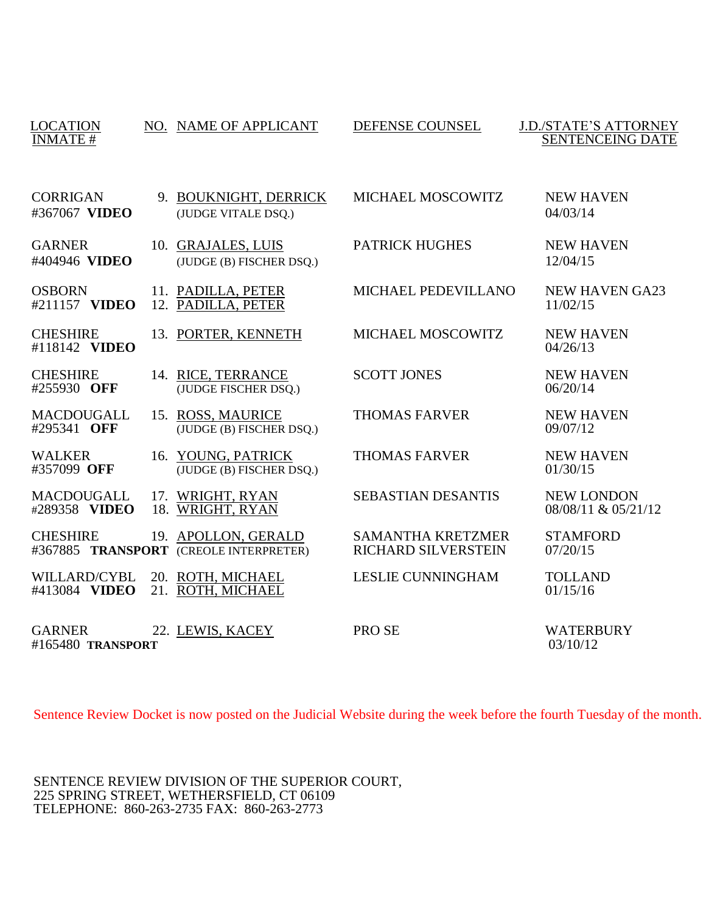| LOCATION<br>INMATE # | NO. | NAME OF APPLICANT | DEFENSE COUNSEL | J.D./STATE'S ATTORNEY<br>SENTENCEING DATE |
|---|---|---|---|---|
| CORRIGAN<br>#367067 **VIDEO** | 9. | BOUKNIGHT, DERRICK<br>(JUDGE VITALE DSQ.) | MICHAEL MOSCOWITZ | NEW HAVEN<br>04/03/14 |
| GARNER<br>#404946 **VIDEO** | 10. | GRAJALES, LUIS<br>(JUDGE (B) FISCHER DSQ.) | PATRICK HUGHES | NEW HAVEN<br>12/04/15 |
| OSBORN<br>#211157 **VIDEO** | 11.<br>12. | PADILLA, PETER<br>PADILLA, PETER | MICHAEL PEDEVILLANO | NEW HAVEN GA23<br>11/02/15 |
| CHESHIRE<br>#118142 **VIDEO** | 13. | PORTER, KENNETH | MICHAEL MOSCOWITZ | NEW HAVEN<br>04/26/13 |
| CHESHIRE<br>#255930 **OFF** | 14. | RICE, TERRANCE<br>(JUDGE FISCHER DSQ.) | SCOTT JONES | NEW HAVEN<br>06/20/14 |
| MACDOUGALL<br>#295341 **OFF** | 15. | ROSS, MAURICE<br>(JUDGE (B) FISCHER DSQ.) | THOMAS FARVER | NEW HAVEN<br>09/07/12 |
| WALKER<br>#357099 **OFF** | 16. | YOUNG, PATRICK<br>(JUDGE (B) FISCHER DSQ.) | THOMAS FARVER | NEW HAVEN<br>01/30/15 |
| MACDOUGALL<br>#289358 **VIDEO** | 17.<br>18. | WRIGHT, RYAN<br>WRIGHT, RYAN | SEBASTIAN DESANTIS | NEW LONDON<br>08/08/11 & 05/21/12 |
| CHESHIRE<br>#367885 **TRANSPORT** | 19. | APOLLON, GERALD<br>(CREOLE INTERPRETER) | SAMANTHA KRETZMER<br>RICHARD SILVERSTEIN | STAMFORD<br>07/20/15 |
| WILLARD/CYBL<br>#413084 **VIDEO** | 20.<br>21. | ROTH, MICHAEL<br>ROTH, MICHAEL | LESLIE CUNNINGHAM | TOLLAND<br>01/15/16 |
| GARNER<br>#165480 **TRANSPORT** | 22. | LEWIS, KACEY | PRO SE | WATERBURY<br>03/10/12 |

Sentence Review Docket is now posted on the Judicial Website during the week before the fourth Tuesday of the month.

SENTENCE REVIEW DIVISION OF THE SUPERIOR COURT,
225 SPRING STREET, WETHERSFIELD, CT 06109
TELEPHONE: 860-263-2735 FAX: 860-263-2773